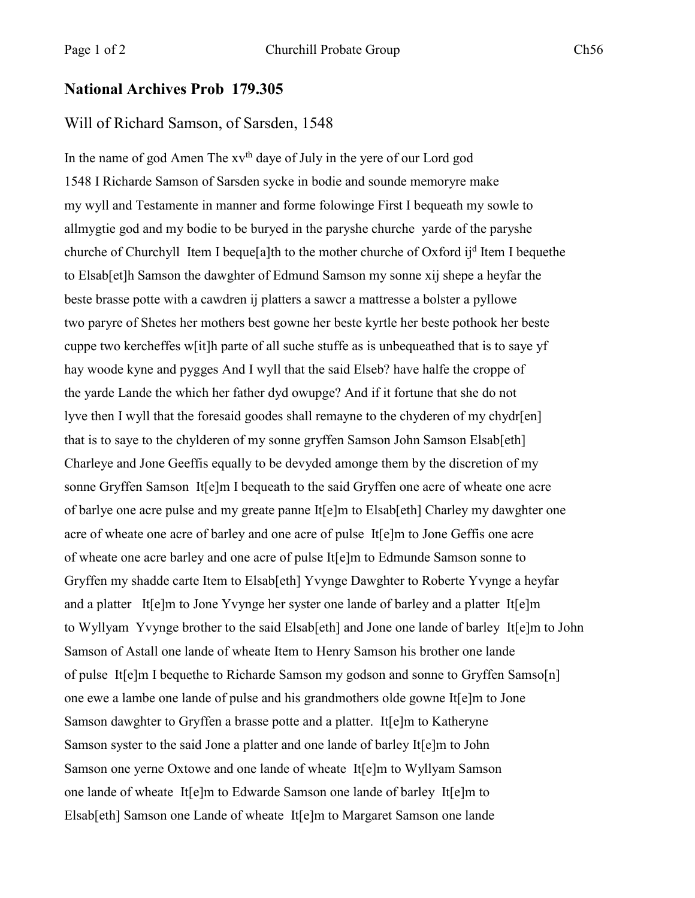## National Archives Prob 179.305

Will of Richard Samson, of Sarsden, 1548

In the name of god Amen The xv[th] daye of July in the yere of our Lord god
1548 I Richarde Samson of Sarsden sycke in bodie and sounde memoryre make
my wyll and Testamente in manner and forme folowinge First I bequeath my sowle to
allmygtie god and my bodie to be buryed in the paryshe churche yarde of the paryshe
churche of Churchyll Item I beque[a]th to the mother churche of Oxford ij[d] Item I bequethe
to Elsab[et]h Samson the dawghter of Edmund Samson my sonne xij shepe a heyfar the
beste brasse potte with a cawdren ij platters a sawcr a mattresse a bolster a pyllowe
two paryre of Shetes her mothers best gowne her beste kyrtle her beste pothook her beste
cuppe two kercheffes w[it]h parte of all suche stuffe as is unbequeathed that is to saye yf
hay woode kyne and pygges And I wyll that the said Elseb? have halfe the croppe of
the yarde Lande the which her father dyd owupge? And if it fortune that she do not
lyve then I wyll that the foresaid goodes shall remayne to the chyderen of my chydr[en]
that is to saye to the chylderen of my sonne gryffen Samson John Samson Elsab[eth]
Charleye and Jone Geeffis equally to be devyded amonge them by the discretion of my
sonne Gryffen Samson It[e]m I bequeath to the said Gryffen one acre of wheate one acre
of barlye one acre pulse and my greate panne It[e]m to Elsab[eth] Charley my dawghter one
acre of wheate one acre of barley and one acre of pulse It[e]m to Jone Geffis one acre
of wheate one acre barley and one acre of pulse It[e]m to Edmunde Samson sonne to
Gryffen my shadde carte Item to Elsab[eth] Yvynge Dawghter to Roberte Yvynge a heyfar
and a platter It[e]m to Jone Yvynge her syster one lande of barley and a platter It[e]m
to Wyllyam Yvynge brother to the said Elsab[eth] and Jone one lande of barley It[e]m to John
Samson of Astall one lande of wheate Item to Henry Samson his brother one lande
of pulse It[e]m I bequethe to Richarde Samson my godson and sonne to Gryffen Samso[n]
one ewe a lambe one lande of pulse and his grandmothers olde gowne It[e]m to Jone
Samson dawghter to Gryffen a brasse potte and a platter. It[e]m to Katheryne
Samson syster to the said Jone a platter and one lande of barley It[e]m to John
Samson one yerne Oxtowe and one lande of wheate It[e]m to Wyllyam Samson
one lande of wheate It[e]m to Edwarde Samson one lande of barley It[e]m to
Elsab[eth] Samson one Lande of wheate It[e]m to Margaret Samson one lande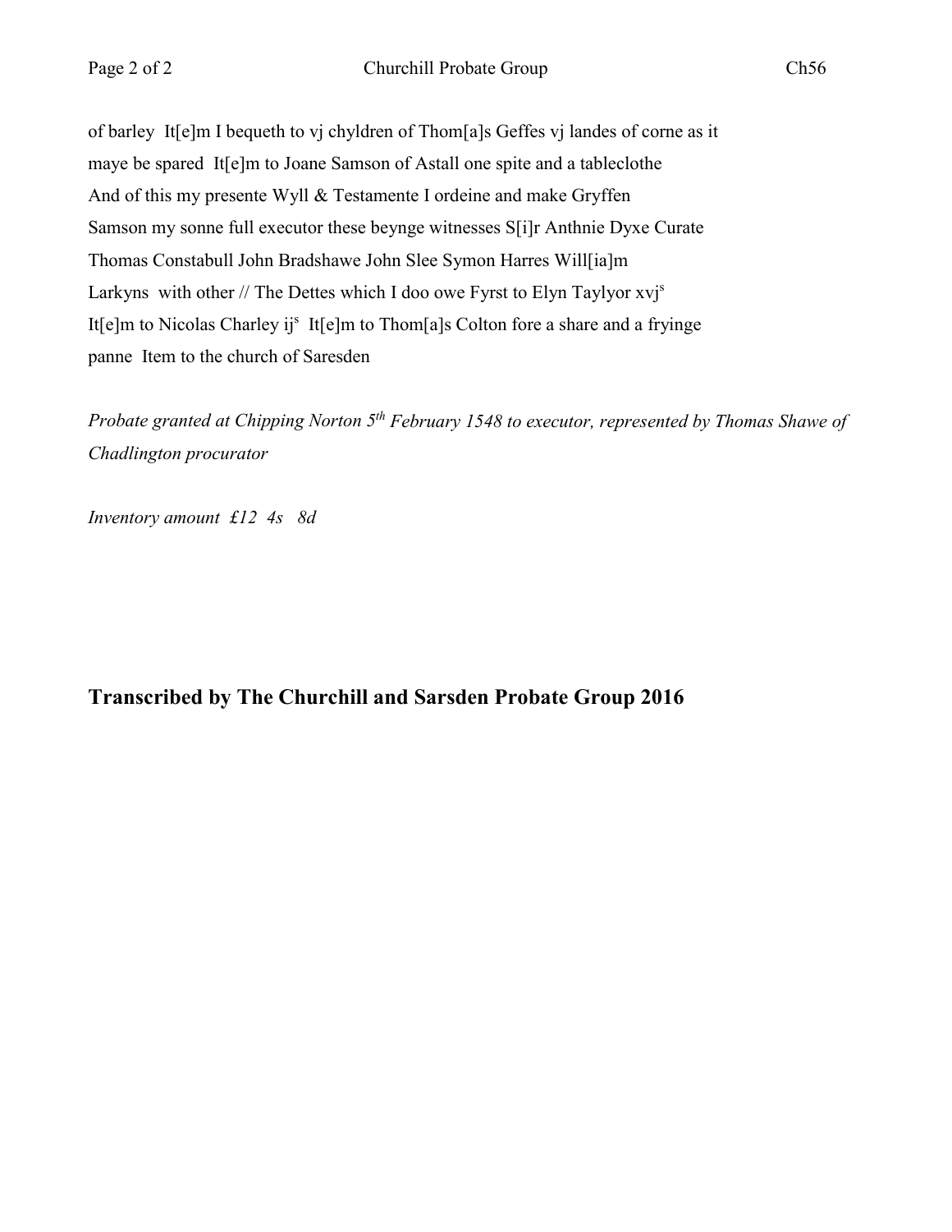of barley  It[e]m I bequeth to vj chyldren of Thom[a]s Geffes vj landes of corne as it maye be spared  It[e]m to Joane Samson of Astall one spite and a tableclothe And of this my presente Wyll & Testamente I ordeine and make Gryffen Samson my sonne full executor these beynge witnesses S[i]r Anthnie Dyxe Curate Thomas Constabull John Bradshawe John Slee Symon Harres Will[ia]m Larkyns  with other // The Dettes which I doo owe Fyrst to Elyn Taylyor xvj[s] It[e]m to Nicolas Charley ij[s]  It[e]m to Thom[a]s Colton fore a share and a fryinge panne  Item to the church of Saresden

*Probate granted at Chipping Norton 5th February 1548 to executor, represented by Thomas Shawe of Chadlington procurator*

*Inventory amount  £12  4s   8d*

**Transcribed by The Churchill and Sarsden Probate Group 2016**